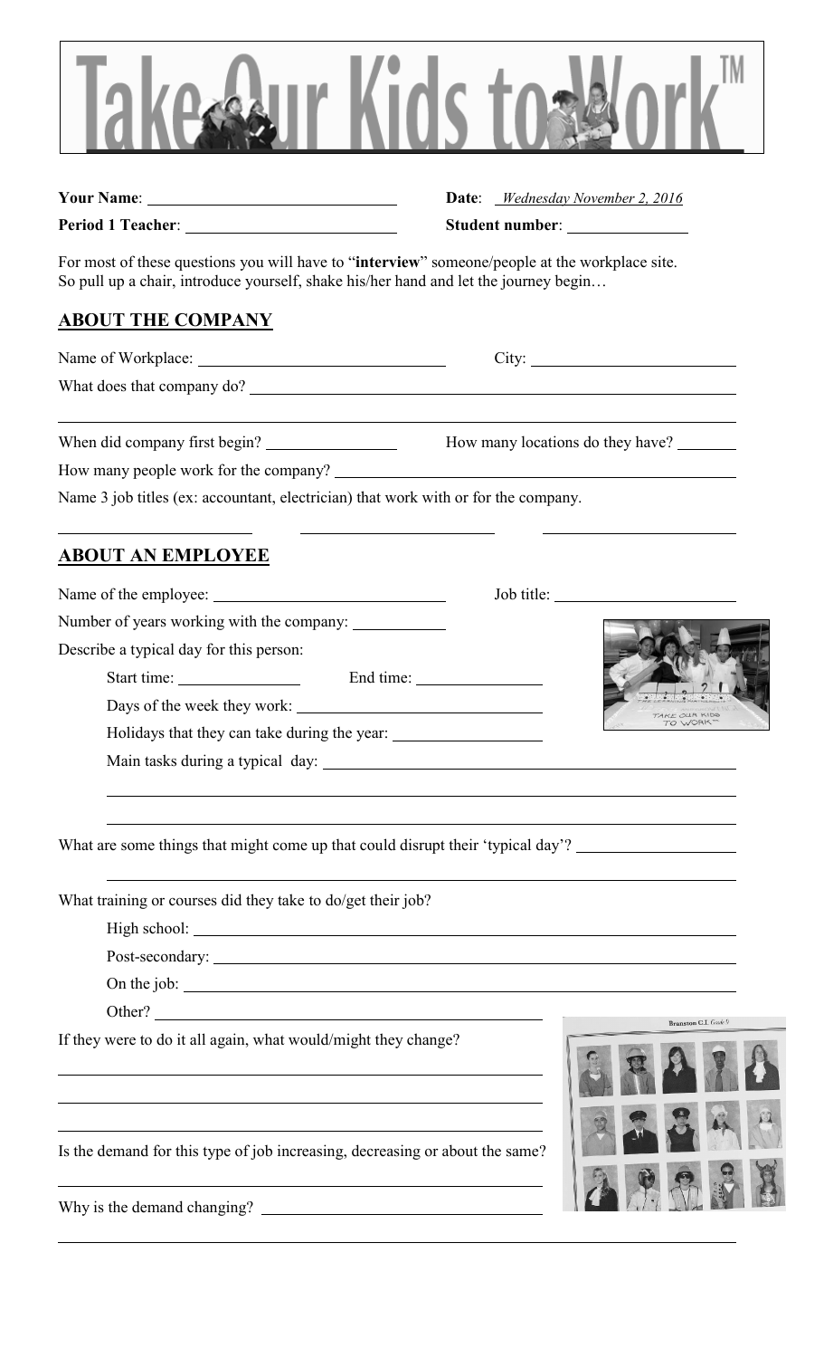# Take Our Kids to Work™

**Your Name**: ______________________ **Date**: *Wednesday November 2, 2016*

**Period 1 Teacher**: ______________________ **Student number**: ______________

For most of these questions you will have to "**interview**" someone/people at the workplace site. So pull up a chair, introduce yourself, shake his/her hand and let the journey begin…

## ABOUT THE COMPANY

Name of Workplace: ______________________ City: ______________________

What does that company do? ______________________

______________________

When did company first begin? ______________ How many locations do they have? ________

How many people work for the company? ______________________

Name 3 job titles (ex: accountant, electrician) that work with or for the company.

______________ ______________ ______________

## ABOUT AN EMPLOYEE

Name of the employee: ______________________ Job title: ______________________

Number of years working with the company: ____________

Describe a typical day for this person:

Start time: ______________ End time: ______________

Days of the week they work: ______________________

Holidays that they can take during the year: ______________________

Main tasks during a typical day: ______________________

______________________

______________________

What are some things that might come up that could disrupt their 'typical day'? ______________________

______________________

What training or courses did they take to do/get their job?

High school: ______________________

Post-secondary: ______________________

On the job: ______________________

Other? ______________________

If they were to do it all again, what would/might they change?

______________________

______________________

______________________

Is the demand for this type of job increasing, decreasing or about the same?

______________________

Why is the demand changing? ______________________

______________________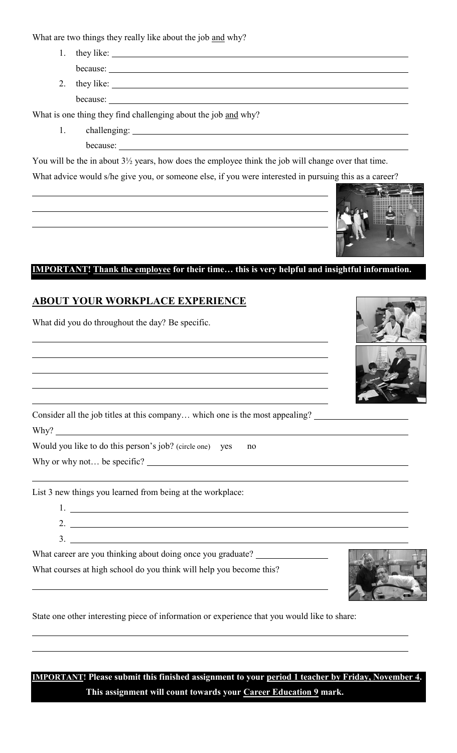What are two things they really like about the job <u>and</u> why?

1. they like: ______________________________
   because: ______________________________
2. they like: ______________________________
   because: ______________________________

What is one thing they find challenging about the job <u>and</u> why?

1. challenging: ______________________________
   because: ______________________________

You will be the in about 3½ years, how does the employee think the job will change over that time.

What advice would s/he give you, or someone else, if you were interested in pursuing this as a career?

______________________________

______________________________

______________________________

**IMPORTANT! <u>Thank the employee</u> for their time… this is very helpful and insightful information.**

## ABOUT YOUR WORKPLACE EXPERIENCE

What did you do throughout the day? Be specific.

______________________________

______________________________

______________________________

______________________________

______________________________

Consider all the job titles at this company… which one is the most appealing? ______________

Why? ______________________________

Would you like to do this person's job? (circle one) yes no

Why or why not… be specific? ______________________________

______________________________

List 3 new things you learned from being at the workplace:

1. ______________________________
2. ______________________________
3. ______________________________

What career are you thinking about doing once you graduate? ______________

What courses at high school do you think will help you become this?

______________________________

State one other interesting piece of information or experience that you would like to share:

______________________________

______________________________

**<u>IMPORTANT</u>! Please submit this finished assignment to your <u>period 1 teacher by Friday, November 4</u>.**
**This assignment will count towards your <u>Career Education 9</u> mark.**